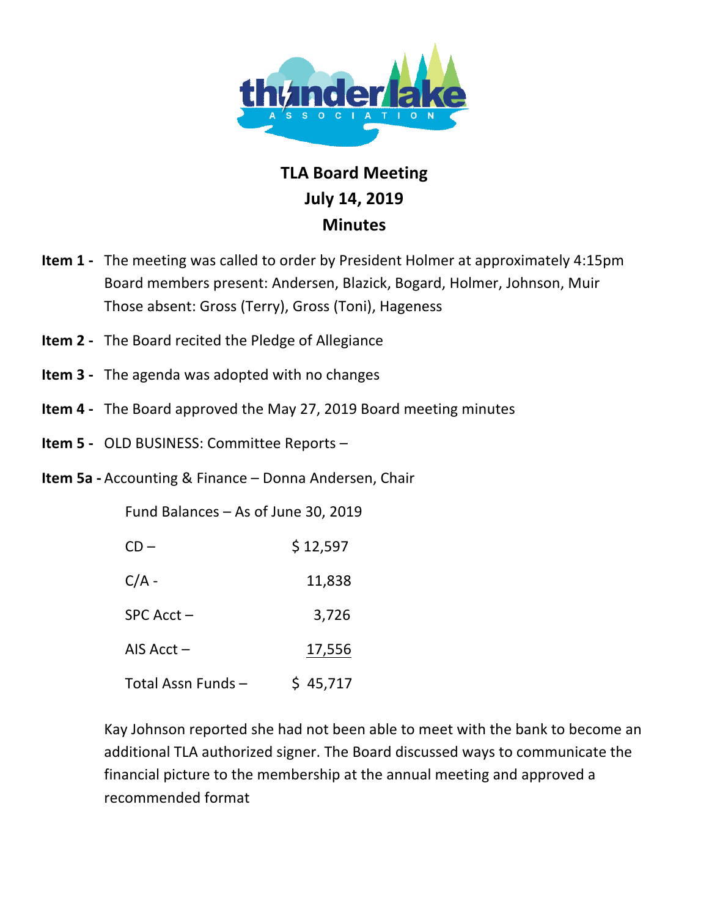# TLA Board Meeting
## July 14, 2019
## Minutes

**Item 1 -** The meeting was called to order by President Holmer at approximately 4:15pm
Board members present: Andersen, Blazick, Bogard, Holmer, Johnson, Muir
Those absent: Gross (Terry), Gross (Toni), Hageness

**Item 2 -** The Board recited the Pledge of Allegiance

**Item 3 -** The agenda was adopted with no changes

**Item 4 -** The Board approved the May 27, 2019 Board meeting minutes

**Item 5 -** OLD BUSINESS: Committee Reports –

**Item 5a -** Accounting & Finance – Donna Andersen, Chair

Fund Balances – As of June 30, 2019

| | |
|---|---|
| CD – | $ 12,597 |
| C/A - | 11,838 |
| SPC Acct – | 3,726 |
| AIS Acct – | 17,556 |
| Total Assn Funds – | $ 45,717 |

Kay Johnson reported she had not been able to meet with the bank to become an additional TLA authorized signer. The Board discussed ways to communicate the financial picture to the membership at the annual meeting and approved a recommended format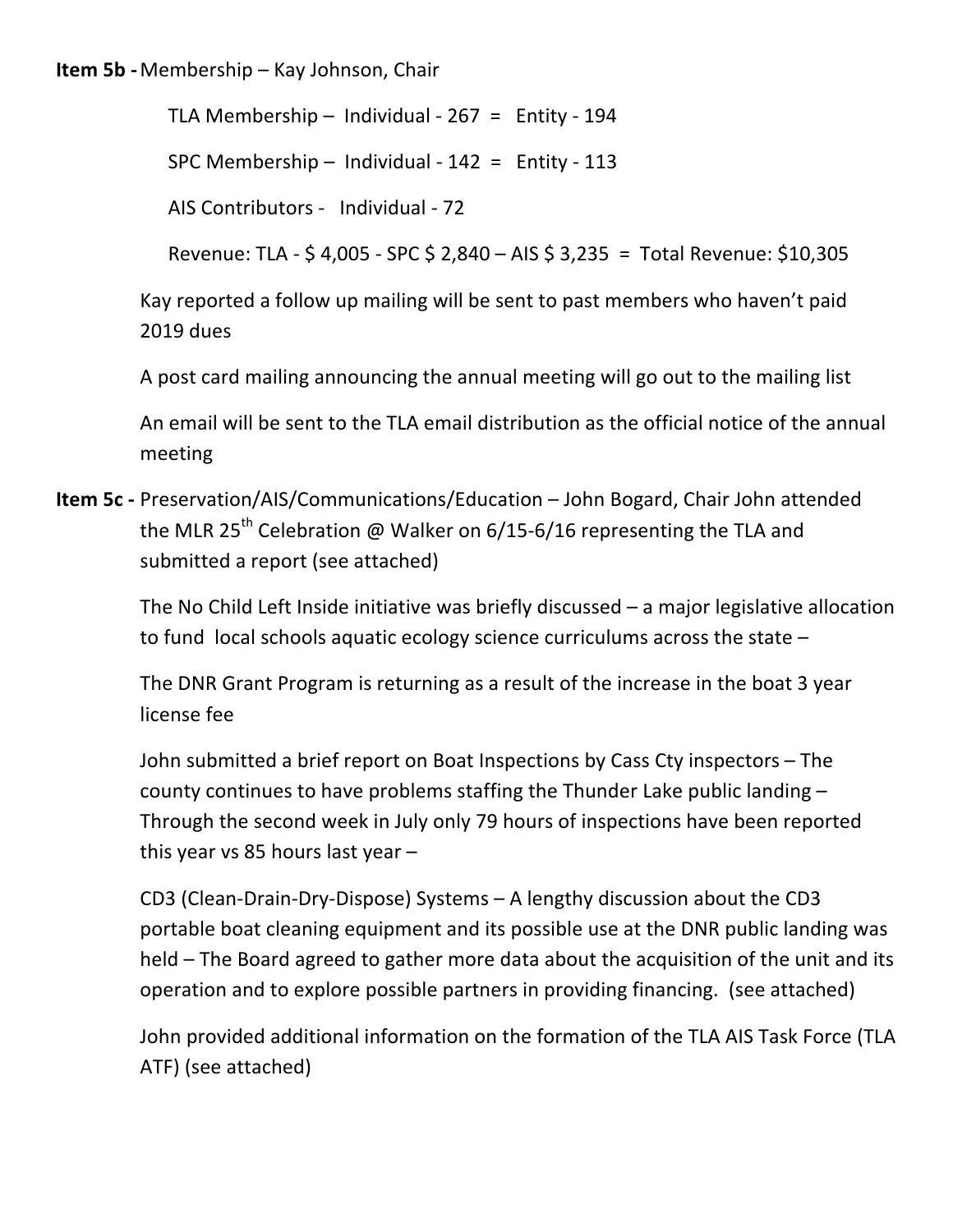**Item 5b -** Membership – Kay Johnson, Chair

TLA Membership – Individual - 267 = Entity - 194

SPC Membership – Individual - 142 = Entity - 113

AIS Contributors - Individual - 72

Revenue: TLA - $ 4,005 - SPC $ 2,840 – AIS $ 3,235 = Total Revenue: $10,305

Kay reported a follow up mailing will be sent to past members who haven't paid 2019 dues

A post card mailing announcing the annual meeting will go out to the mailing list

An email will be sent to the TLA email distribution as the official notice of the annual meeting

**Item 5c -** Preservation/AIS/Communications/Education – John Bogard, Chair John attended the MLR 25th Celebration @ Walker on 6/15-6/16 representing the TLA and submitted a report (see attached)

The No Child Left Inside initiative was briefly discussed – a major legislative allocation to fund local schools aquatic ecology science curriculums across the state –

The DNR Grant Program is returning as a result of the increase in the boat 3 year license fee

John submitted a brief report on Boat Inspections by Cass Cty inspectors – The county continues to have problems staffing the Thunder Lake public landing – Through the second week in July only 79 hours of inspections have been reported this year vs 85 hours last year –

CD3 (Clean-Drain-Dry-Dispose) Systems – A lengthy discussion about the CD3 portable boat cleaning equipment and its possible use at the DNR public landing was held – The Board agreed to gather more data about the acquisition of the unit and its operation and to explore possible partners in providing financing. (see attached)

John provided additional information on the formation of the TLA AIS Task Force (TLA ATF) (see attached)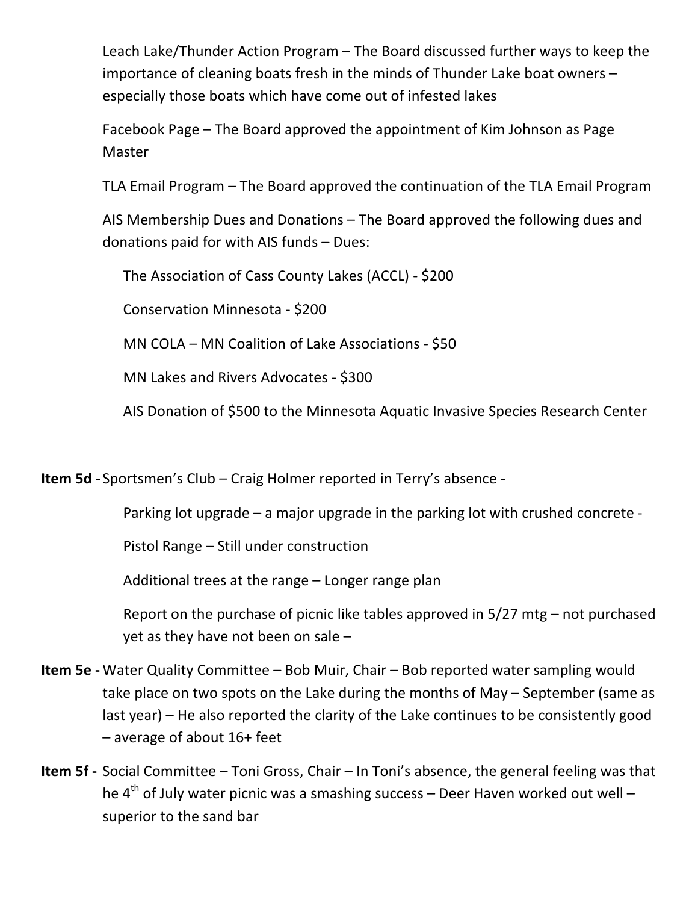Leach Lake/Thunder Action Program – The Board discussed further ways to keep the importance of cleaning boats fresh in the minds of Thunder Lake boat owners – especially those boats which have come out of infested lakes

Facebook Page – The Board approved the appointment of Kim Johnson as Page Master

TLA Email Program – The Board approved the continuation of the TLA Email Program

AIS Membership Dues and Donations – The Board approved the following dues and donations paid for with AIS funds – Dues:

The Association of Cass County Lakes (ACCL) - $200

Conservation Minnesota - $200

MN COLA – MN Coalition of Lake Associations - $50

MN Lakes and Rivers Advocates - $300

AIS Donation of $500 to the Minnesota Aquatic Invasive Species Research Center

**Item 5d -** Sportsmen's Club – Craig Holmer reported in Terry's absence -

Parking lot upgrade – a major upgrade in the parking lot with crushed concrete -

Pistol Range – Still under construction

Additional trees at the range – Longer range plan

Report on the purchase of picnic like tables approved in 5/27 mtg – not purchased yet as they have not been on sale –

**Item 5e -** Water Quality Committee – Bob Muir, Chair – Bob reported water sampling would take place on two spots on the Lake during the months of May – September (same as last year) – He also reported the clarity of the Lake continues to be consistently good – average of about 16+ feet

**Item 5f -** Social Committee – Toni Gross, Chair – In Toni's absence, the general feeling was that he 4th of July water picnic was a smashing success – Deer Haven worked out well – superior to the sand bar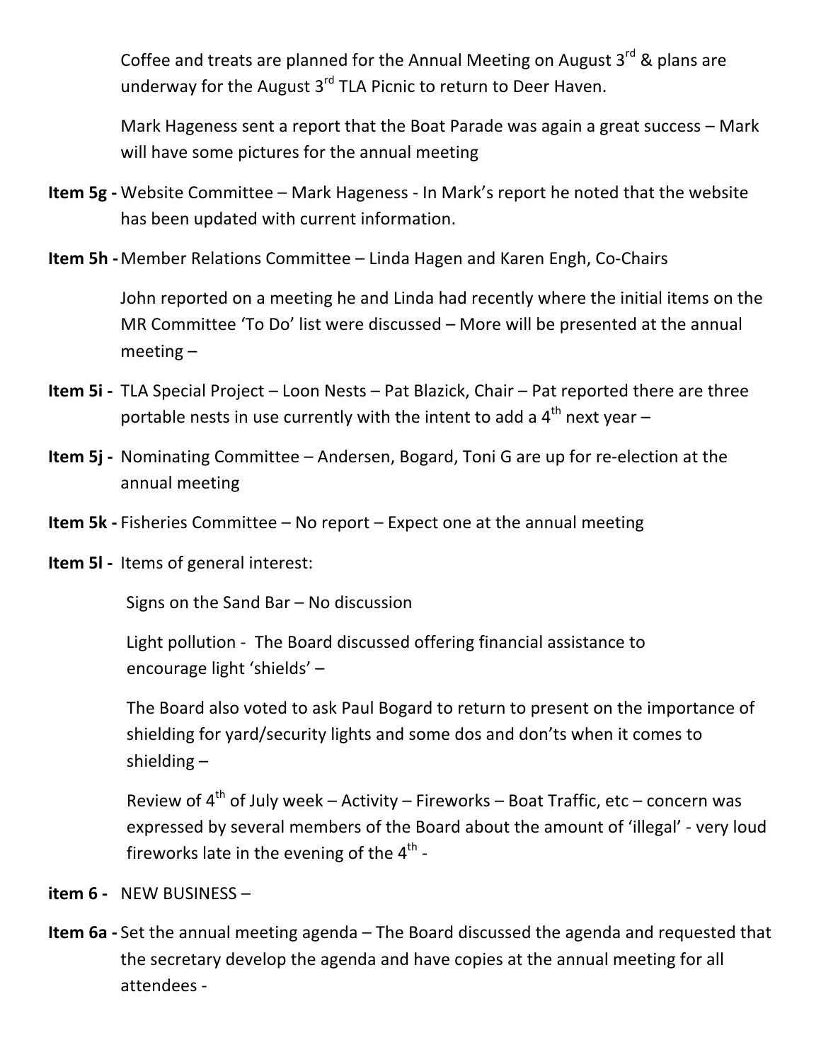Coffee and treats are planned for the Annual Meeting on August 3rd & plans are underway for the August 3rd TLA Picnic to return to Deer Haven.

Mark Hageness sent a report that the Boat Parade was again a great success – Mark will have some pictures for the annual meeting

**Item 5g -** Website Committee – Mark Hageness - In Mark's report he noted that the website has been updated with current information.

**Item 5h -** Member Relations Committee – Linda Hagen and Karen Engh, Co-Chairs

John reported on a meeting he and Linda had recently where the initial items on the MR Committee 'To Do' list were discussed – More will be presented at the annual meeting –

**Item 5i -** TLA Special Project – Loon Nests – Pat Blazick, Chair – Pat reported there are three portable nests in use currently with the intent to add a 4th next year –

**Item 5j -** Nominating Committee – Andersen, Bogard, Toni G are up for re-election at the annual meeting

**Item 5k -** Fisheries Committee – No report – Expect one at the annual meeting

**Item 5l -** Items of general interest:

Signs on the Sand Bar – No discussion

Light pollution - The Board discussed offering financial assistance to encourage light 'shields' –

The Board also voted to ask Paul Bogard to return to present on the importance of shielding for yard/security lights and some dos and don'ts when it comes to shielding –

Review of 4th of July week – Activity – Fireworks – Boat Traffic, etc – concern was expressed by several members of the Board about the amount of 'illegal' - very loud fireworks late in the evening of the 4th -

**item 6 -** NEW BUSINESS –

**Item 6a -** Set the annual meeting agenda – The Board discussed the agenda and requested that the secretary develop the agenda and have copies at the annual meeting for all attendees -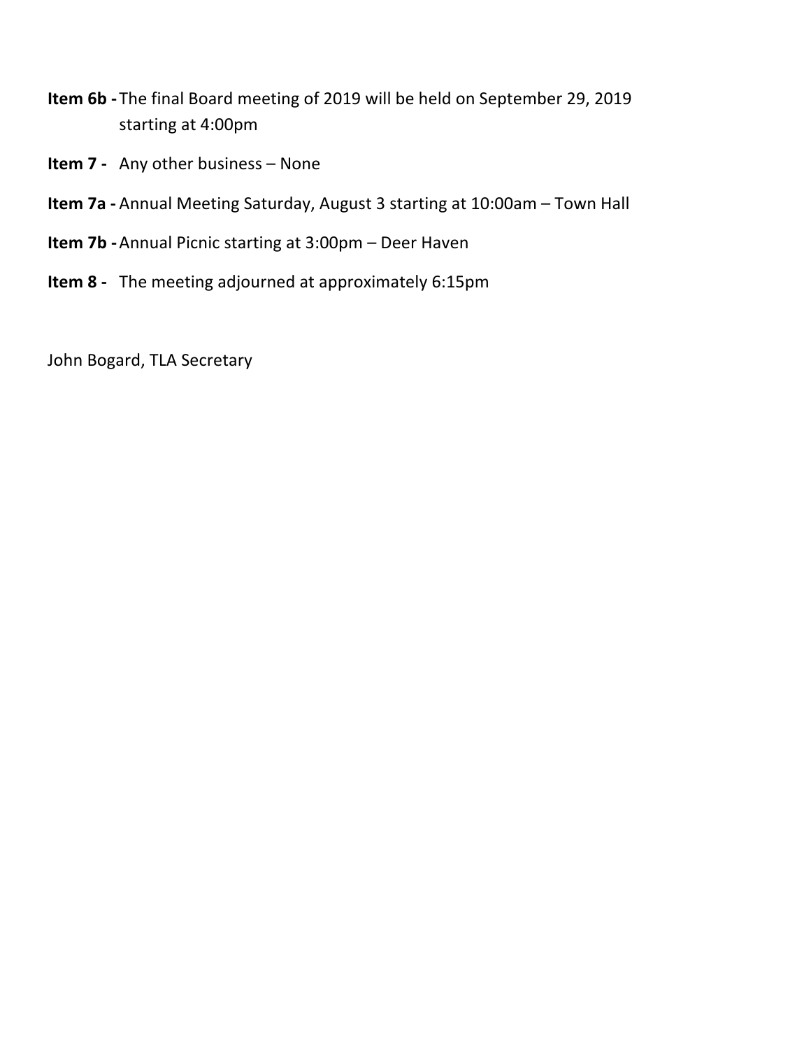**Item 6b -** The final Board meeting of 2019 will be held on September 29, 2019 starting at 4:00pm

**Item 7 -** Any other business – None

**Item 7a -** Annual Meeting Saturday, August 3 starting at 10:00am – Town Hall

**Item 7b -** Annual Picnic starting at 3:00pm – Deer Haven

**Item 8 -** The meeting adjourned at approximately 6:15pm

John Bogard, TLA Secretary